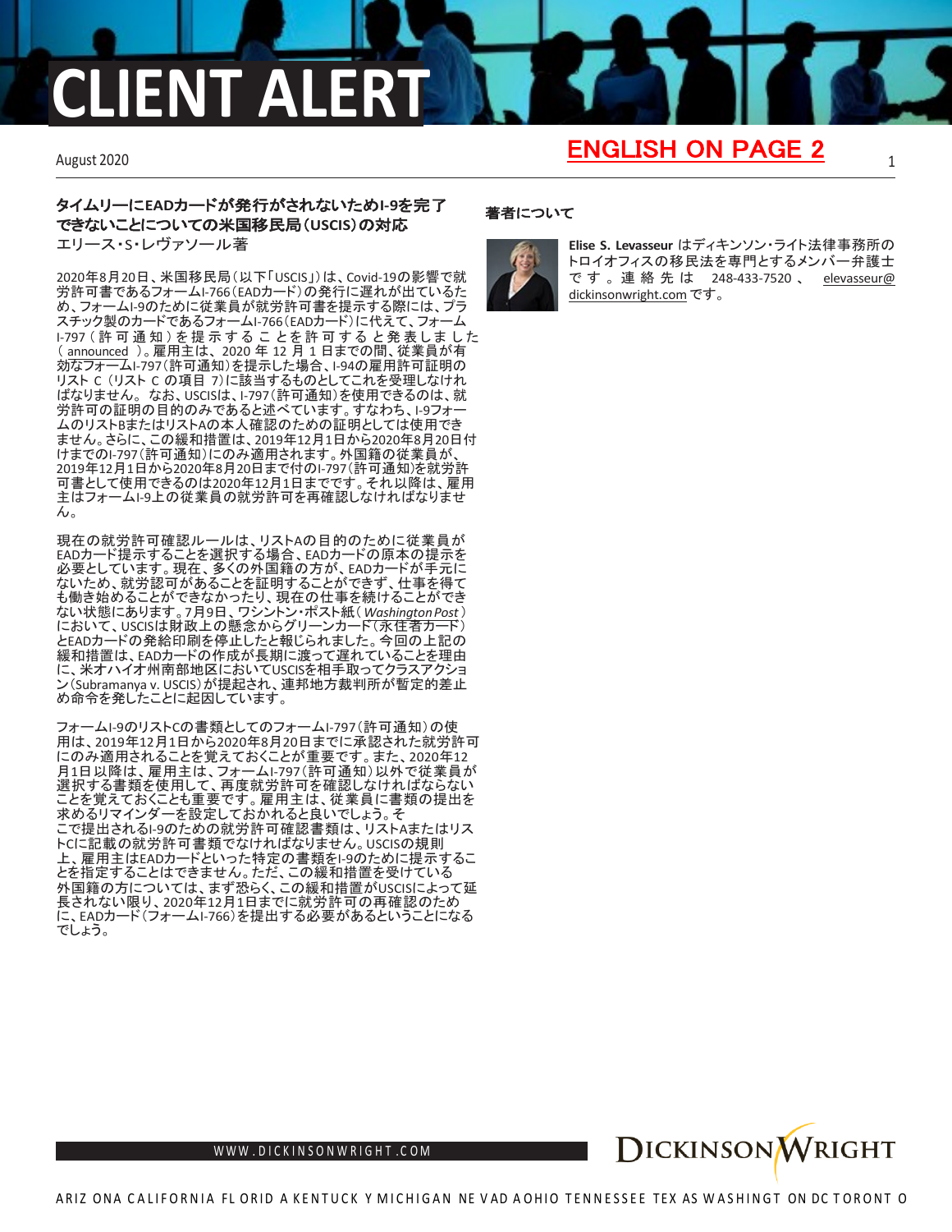# CLIENT ALERT

August 2020

ENGLISH ON PAGE 2

## タイムリーにEADカードが発行がされないためI-9を完了できないことについての米国移民局（USCIS）の対応

エリース・S・レヴァソール著

2020年8月20日、米国移民局（以下「USCIS」）は、Covid-19の影響で就労許可書であるフォームI-766（EADカード）の発行に遅れが出ているため、フォームI-9のために従業員が就労許可書を提示する際には、プラスチック製のカードであるフォームI-766（EADカード）に代えて、フォームI-797（許可通知）を提示することを許可すると発表しました（announced）。雇用主は、2020年12月1日までの間、従業員が有効なフォームI-797（許可通知）を提示した場合、I-94の雇用許可証明のリストC（リストCの項目7）に該当するものとしてこれを受理しなければなりません。なお、USCISは、I-797（許可通知）を使用できるのは、就労許可の証明の目的のみであると述べています。すなわち、I-9フォームのリストBまたはリストAの本人確認のための証明としては使用できません。さらに、この緩和措置は、2019年12月1日から2020年8月20日付けまでのI-797（許可通知）にのみ適用されます。外国籍の従業員が、2019年12月1日から2020年8月20日まで付のI-797（許可通知）を就労許可書として使用できるのは2020年12月1日までです。それ以降は、雇用主はフォームI-9上の従業員の就労許可を再確認しなければなりません。

現在の就労許可確認ルールは、リストAの目的のために従業員がEADカード提示することを選択する場合、EADカードの原本の提示を必要としています。現在、多くの外国籍の方が、EADカードが手元にないため、就労認可があることを証明することができず、仕事を得ても働き始めることができなかったり、現在の仕事を続けることができない状態にあります。7月9日、ワシントン・ポスト紙（*Washington Post*）において、USCISは財政上の懸念からグリーンカード（永住者カード）とEADカードの発給印刷を停止したと報じられました。今回の上記の緩和措置は、EADカードの作成が長期に渡って遅れていることを理由に、米オハイオ州南部地区においてUSCISを相手取ってクラスアクション（Subramanya v. USCIS）が提起され、連邦地方裁判所が暫定的差止め命令を発したことに起因しています。

フォームI-9のリストCの書類としてのフォームI-797（許可通知）の使用は、2019年12月1日から2020年8月20日までに承認された就労許可にのみ適用されることを覚えておくことが重要です。また、2020年12月1日以降は、雇用主は、フォームI-797（許可通知）以外で従業員が選択する書類を使用して、再度就労許可を確認しなければならないことを覚えておくことも重要です。雇用主は、従業員に書類の提出を求めるリマインダーを設定しておかれると良いでしょう。そこで提出されるI-9のための就労許可確認書類は、リストAまたはリストCに記載の就労許可書類でなければなりません。USCISの規則上、雇用主はEADカードといった特定の書類をI-9のために提示することを指定することはできません。ただ、この緩和措置を受けている外国籍の方については、まず恐らく、この緩和措置がUSCISによって延長されない限り、2020年12月1日までに就労許可の再確認のために、EADカード（フォームI-766）を提出する必要があるということになるでしょう。

### 著者について

**Elise S. Levasseur** はディキンソン・ライト法律事務所のトロイオフィスの移民法を専門とするメンバー弁護士です。連絡先は 248-433-7520、elevasseur@dickinsonwright.com です。

WWW.DICKINSONWRIGHT.COM

DICKINSON WRIGHT

ARIZONA CALIFORNIA FLORIDA KENTUCKY MICHIGAN NEVADA OHIO TENNESSEE TEXAS WASHINGTON DC TORONTO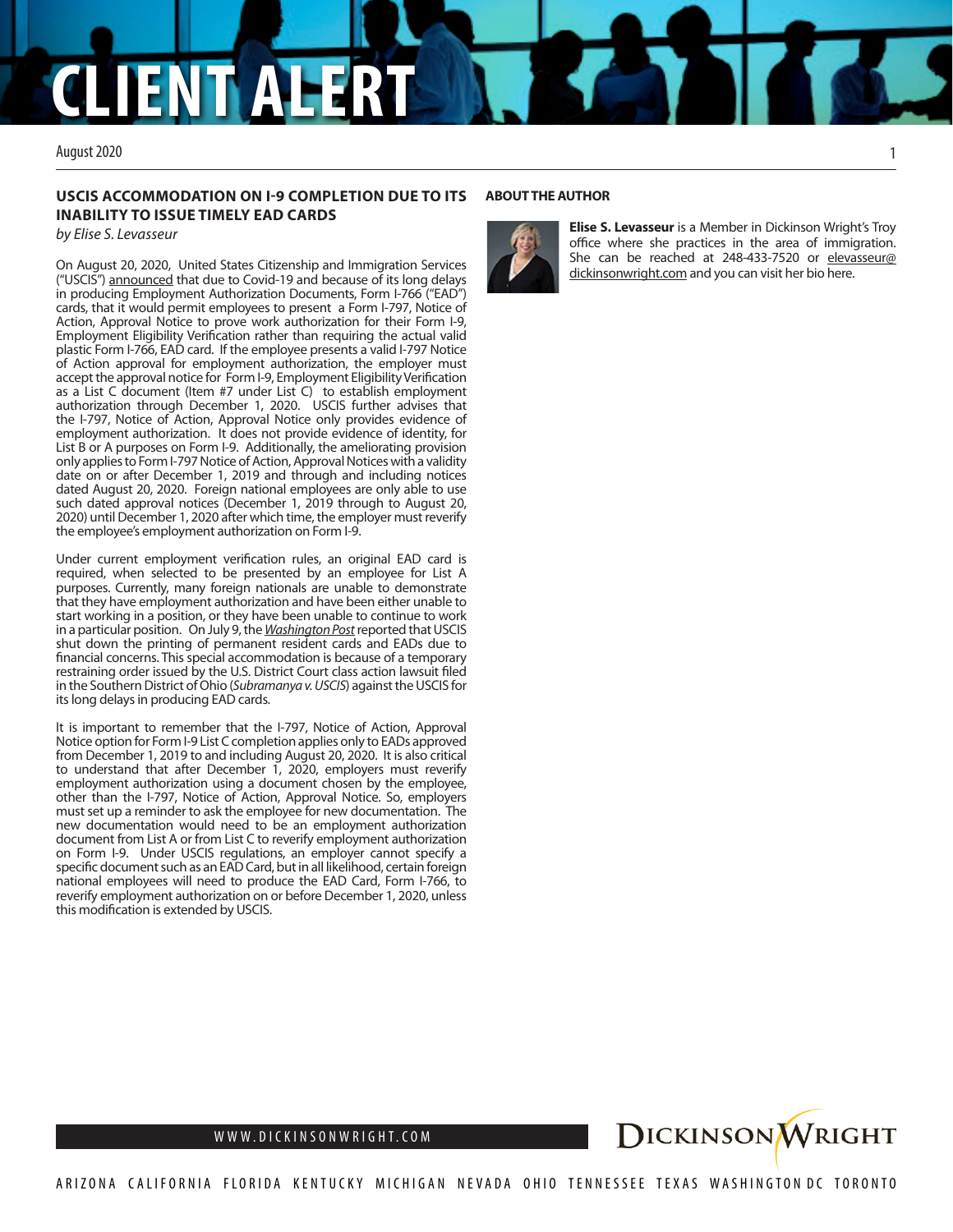# CLIENT ALERT

August 2020

## USCIS ACCOMMODATION ON I-9 COMPLETION DUE TO ITS INABILITY TO ISSUE TIMELY EAD CARDS

*by Elise S. Levasseur*

On August 20, 2020, United States Citizenship and Immigration Services ("USCIS") announced that due to Covid-19 and because of its long delays in producing Employment Authorization Documents, Form I-766 ("EAD") cards, that it would permit employees to present a Form I-797, Notice of Action, Approval Notice to prove work authorization for their Form I-9, Employment Eligibility Verification rather than requiring the actual valid plastic Form I-766, EAD card. If the employee presents a valid I-797 Notice of Action approval for employment authorization, the employer must accept the approval notice for Form I-9, Employment Eligibility Verification as a List C document (Item #7 under List C) to establish employment authorization through December 1, 2020. USCIS further advises that the I-797, Notice of Action, Approval Notice only provides evidence of employment authorization. It does not provide evidence of identity, for List B or A purposes on Form I-9. Additionally, the ameliorating provision only applies to Form I-797 Notice of Action, Approval Notices with a validity date on or after December 1, 2019 and through and including notices dated August 20, 2020. Foreign national employees are only able to use such dated approval notices (December 1, 2019 through to August 20, 2020) until December 1, 2020 after which time, the employer must reverify the employee's employment authorization on Form I-9.

Under current employment verification rules, an original EAD card is required, when selected to be presented by an employee for List A purposes. Currently, many foreign nationals are unable to demonstrate that they have employment authorization and have been either unable to start working in a position, or they have been unable to continue to work in a particular position. On July 9, the *Washington Post* reported that USCIS shut down the printing of permanent resident cards and EADs due to financial concerns. This special accommodation is because of a temporary restraining order issued by the U.S. District Court class action lawsuit filed in the Southern District of Ohio (*Subramanya v. USCIS*) against the USCIS for its long delays in producing EAD cards.

It is important to remember that the I-797, Notice of Action, Approval Notice option for Form I-9 List C completion applies only to EADs approved from December 1, 2019 to and including August 20, 2020. It is also critical to understand that after December 1, 2020, employers must reverify employment authorization using a document chosen by the employee, other than the I-797, Notice of Action, Approval Notice. So, employers must set up a reminder to ask the employee for new documentation. The new documentation would need to be an employment authorization document from List A or from List C to reverify employment authorization on Form I-9. Under USCIS regulations, an employer cannot specify a specific document such as an EAD Card, but in all likelihood, certain foreign national employees will need to produce the EAD Card, Form I-766, to reverify employment authorization on or before December 1, 2020, unless this modification is extended by USCIS.

### ABOUT THE AUTHOR

**Elise S. Levasseur** is a Member in Dickinson Wright's Troy office where she practices in the area of immigration. She can be reached at 248-433-7520 or elevasseur@dickinsonwright.com and you can visit her bio here.

WWW.DICKINSONWRIGHT.COM

DICKINSON WRIGHT

ARIZONA CALIFORNIA FLORIDA KENTUCKY MICHIGAN NEVADA OHIO TENNESSEE TEXAS WASHINGTON DC TORONTO